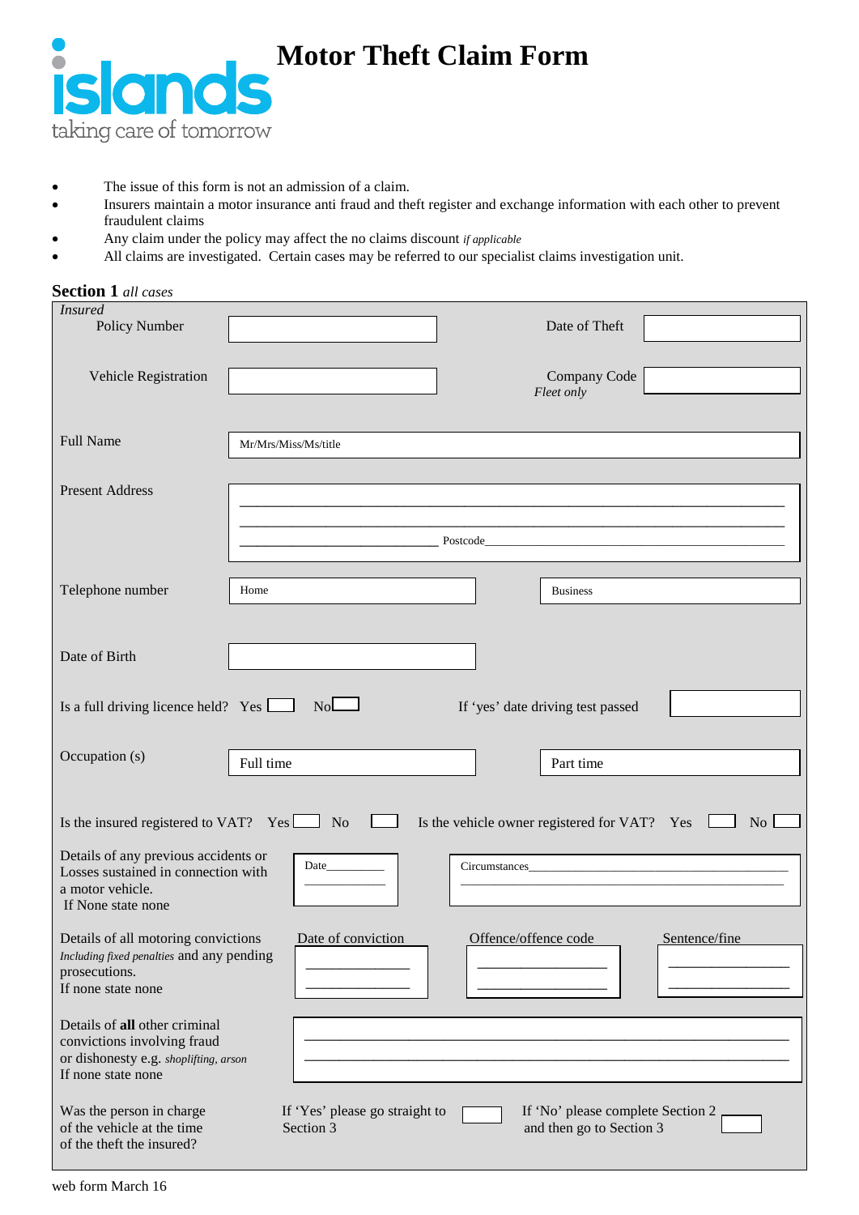# Motor Theft Claim Form

islands
taking care of tomorrow

- The issue of this form is not an admission of a claim.
- Insurers maintain a motor insurance anti fraud and theft register and exchange information with each other to prevent fraudulent claims
- Any claim under the policy may affect the no claims discount *if applicable*
- All claims are investigated. Certain cases may be referred to our specialist claims investigation unit.

## Section 1 *all cases*

*Insured*

Policy Number ______________________ Date of Theft ______________________

Vehicle Registration ______________________ Company Code *Fleet only* ______________________

Full Name: Mr/Mrs/Miss/Ms/title ______________________

Present Address: ______________________
______________________
______________________ Postcode ______________________

Telephone number: Home ______________________ Business ______________________

Date of Birth ______________________

Is a full driving licence held? Yes ☐ No ☐ If 'yes' date driving test passed ______________________

Occupation (s): Full time ______________________ Part time ______________________

Is the insured registered to VAT? Yes ☐ No ☐ Is the vehicle owner registered for VAT? Yes ☐ No ☐

Details of any previous accidents or Losses sustained in connection with a motor vehicle.
If None state none

Date______________________ Circumstances______________________

Details of all motoring convictions *Including fixed penalties* and any pending prosecutions.
If none state none

| Date of conviction | Offence/offence code | Sentence/fine |
|---|---|---|
| | | |
| | | |

Details of **all** other criminal convictions involving fraud or dishonesty e.g. *shoplifting, arson*
If none state none

______________________
______________________

Was the person in charge of the vehicle at the time of the theft the insured?

If 'Yes' please go straight to Section 3 ☐ If 'No' please complete Section 2 and then go to Section 3 ☐

web form March 16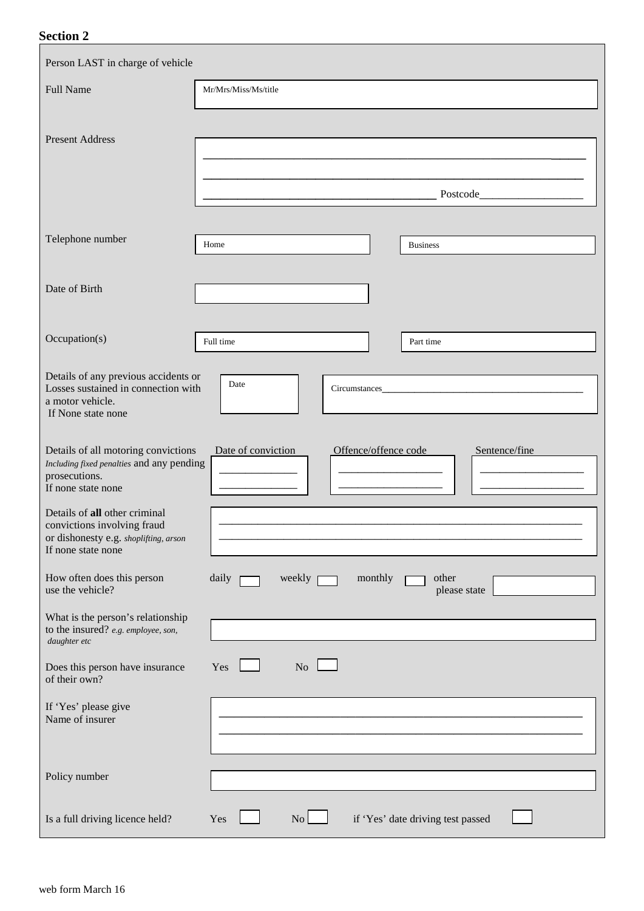## Section 2

**Person LAST in charge of vehicle**

| Field | Details |
|---|---|
| Full Name | Mr/Mrs/Miss/Ms/title |
| Present Address | ___________________________ <br> ___________________________ <br> ___________________________ Postcode___________ |
| Telephone number | Home: | Business: |
| Date of Birth | |
| Occupation(s) | Full time: | Part time: |
| Details of any previous accidents or Losses sustained in connection with a motor vehicle. If None state none | Date: | Circumstances___________ |

**Details of all motoring convictions** *Including fixed penalties* and any pending prosecutions. If none state none

| Date of conviction | Offence/offence code | Sentence/fine |
|---|---|---|
| ______________ | ______________ | ______________ |
| ______________ | ______________ | ______________ |

Details of **all** other criminal convictions involving fraud or dishonesty e.g. *shoplifting, arson* If none state none

___________________________________________

___________________________________________

How often does this person use the vehicle? daily ☐ weekly ☐ monthly ☐ other please state ________

What is the person's relationship to the insured? *e.g. employee, son, daughter etc* ________

Does this person have insurance of their own? Yes ☐ No ☐

If 'Yes' please give Name of insurer

___________________________________________

___________________________________________

Policy number ________

Is a full driving licence held? Yes ☐ No ☐ if 'Yes' date driving test passed ☐

web form March 16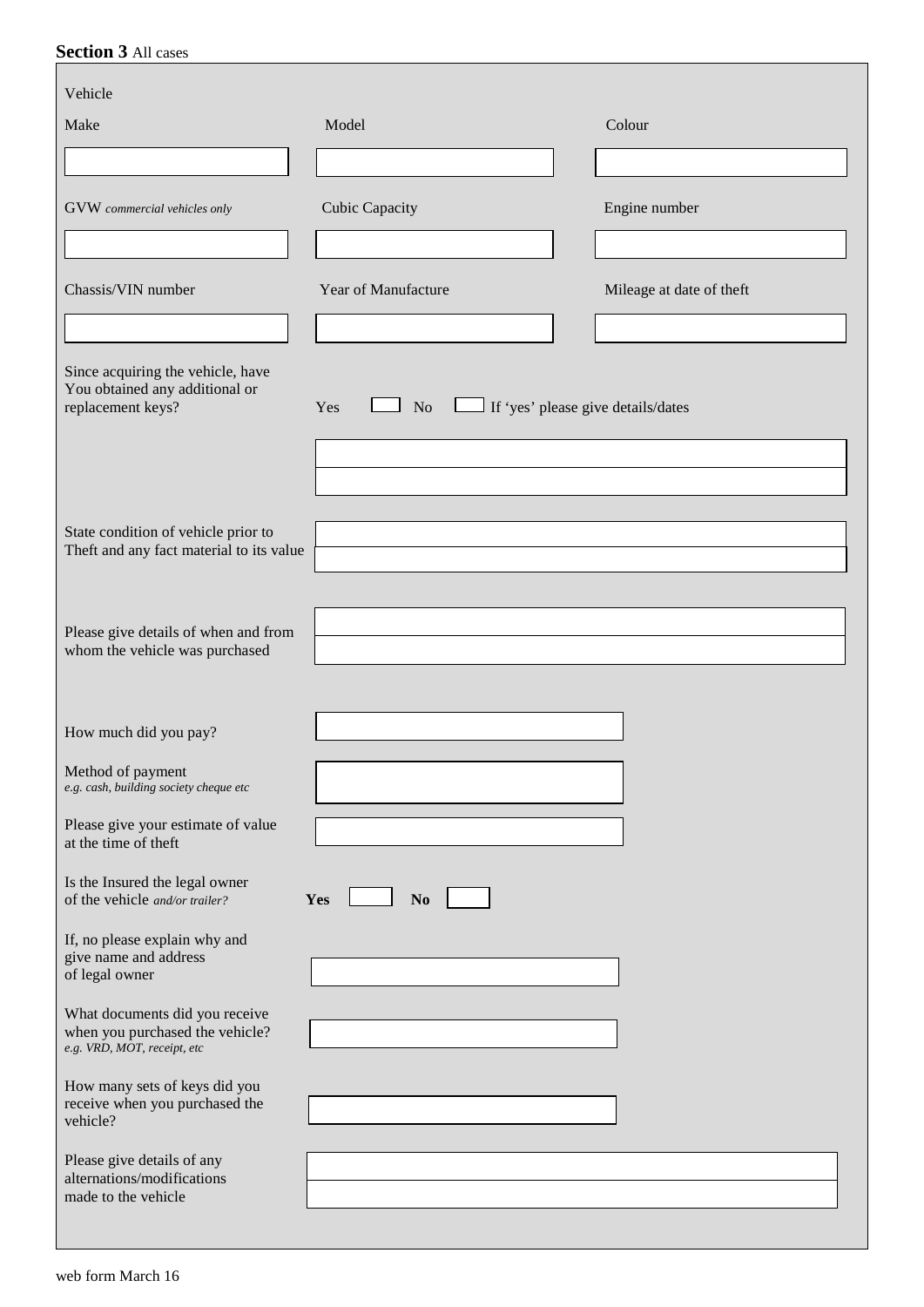**Section 3** All cases

Vehicle

| Make | Model | Colour |
|---|---|---|
| | | |
| GVW *commercial vehicles only* | Cubic Capacity | Engine number |
| | | |
| Chassis/VIN number | Year of Manufacture | Mileage at date of theft |
| | | |

Since acquiring the vehicle, have You obtained any additional or replacement keys? Yes ☐ No ☐ If 'yes' please give details/dates

State condition of vehicle prior to Theft and any fact material to its value

Please give details of when and from whom the vehicle was purchased

How much did you pay?

Method of payment
*e.g. cash, building society cheque etc*

Please give your estimate of value at the time of theft

Is the Insured the legal owner of the vehicle *and/or trailer?* **Yes** ☐ **No** ☐

If, no please explain why and give name and address of legal owner

What documents did you receive when you purchased the vehicle?
*e.g. VRD, MOT, receipt, etc*

How many sets of keys did you receive when you purchased the vehicle?

Please give details of any alternations/modifications made to the vehicle

web form March 16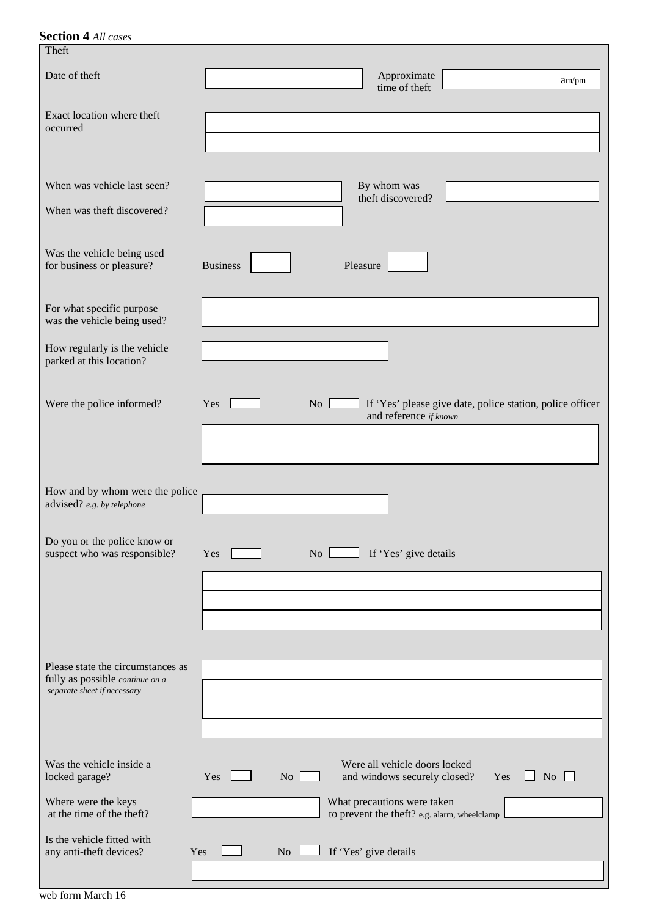**Section 4** *All cases*

Theft

Date of theft

Approximate time of theft am/pm

Exact location where theft occurred

When was vehicle last seen?

By whom was theft discovered?

When was theft discovered?

Was the vehicle being used for business or pleasure? Business ☐ Pleasure ☐

For what specific purpose was the vehicle being used?

How regularly is the vehicle parked at this location?

Were the police informed? Yes ☐ No ☐ If 'Yes' please give date, police station, police officer and reference *if known*

How and by whom were the police advised? *e.g. by telephone*

Do you or the police know or suspect who was responsible? Yes ☐ No ☐ If 'Yes' give details

Please state the circumstances as fully as possible *continue on a separate sheet if necessary*

Was the vehicle inside a locked garage? Yes ☐ No ☐

Were all vehicle doors locked and windows securely closed? Yes ☐ No ☐

Where were the keys at the time of the theft?

What precautions were taken to prevent the theft? *e.g. alarm, wheelclamp*

Is the vehicle fitted with any anti-theft devices? Yes ☐ No ☐ If 'Yes' give details

web form March 16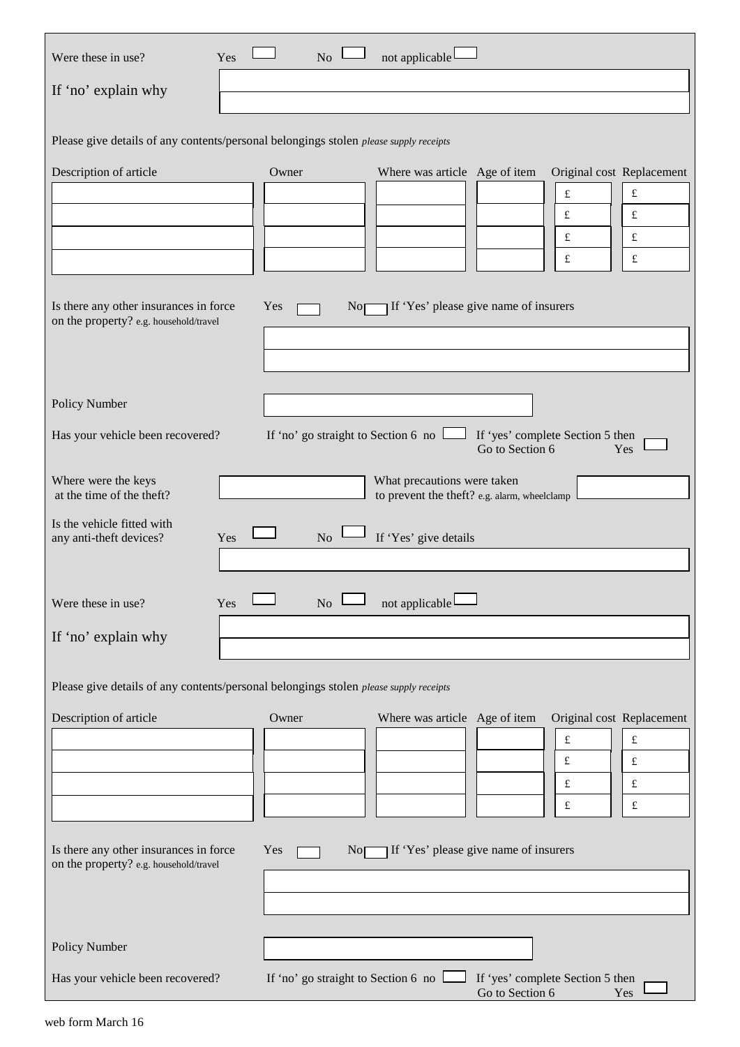Were these in use? Yes ☐ No ☐ not applicable ☐

If 'no' explain why

Please give details of any contents/personal belongings stolen *please supply receipts*

| Description of article | Owner | Where was article | Age of item | Original cost | Replacement |
|---|---|---|---|---|---|
| | | | | £ | £ |
| | | | | £ | £ |
| | | | | £ | £ |
| | | | | £ | £ |

Is there any other insurances in force on the property? e.g. household/travel Yes ☐ No ☐ If 'Yes' please give name of insurers

Policy Number

Has your vehicle been recovered? If 'no' go straight to Section 6 no ☐ If 'yes' complete Section 5 then Go to Section 6 Yes ☐

Where were the keys at the time of the theft?

What precautions were taken to prevent the theft? e.g. alarm, wheelclamp

Is the vehicle fitted with any anti-theft devices? Yes ☐ No ☐ If 'Yes' give details

Were these in use? Yes ☐ No ☐ not applicable ☐

If 'no' explain why

Please give details of any contents/personal belongings stolen *please supply receipts*

| Description of article | Owner | Where was article | Age of item | Original cost | Replacement |
|---|---|---|---|---|---|
| | | | | £ | £ |
| | | | | £ | £ |
| | | | | £ | £ |
| | | | | £ | £ |

Is there any other insurances in force on the property? e.g. household/travel Yes ☐ No ☐ If 'Yes' please give name of insurers

Policy Number

Has your vehicle been recovered? If 'no' go straight to Section 6 no ☐ If 'yes' complete Section 5 then Go to Section 6 Yes ☐

web form March 16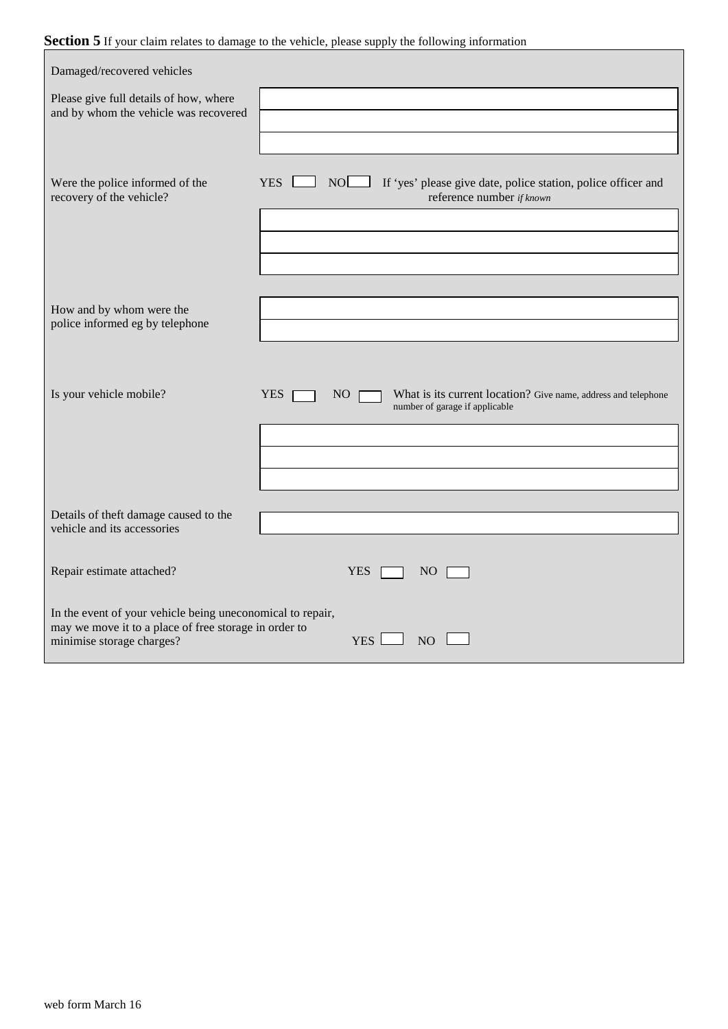**Section 5** If your claim relates to damage to the vehicle, please supply the following information

Damaged/recovered vehicles

Please give full details of how, where and by whom the vehicle was recovered

Were the police informed of the recovery of the vehicle? YES ☐ NO ☐ If 'yes' please give date, police station, police officer and reference number *if known*

How and by whom were the police informed eg by telephone

Is your vehicle mobile? YES ☐ NO ☐ What is its current location? Give name, address and telephone number of garage if applicable

Details of theft damage caused to the vehicle and its accessories

Repair estimate attached? YES ☐ NO ☐

In the event of your vehicle being uneconomical to repair, may we move it to a place of free storage in order to minimise storage charges? YES ☐ NO ☐

web form March 16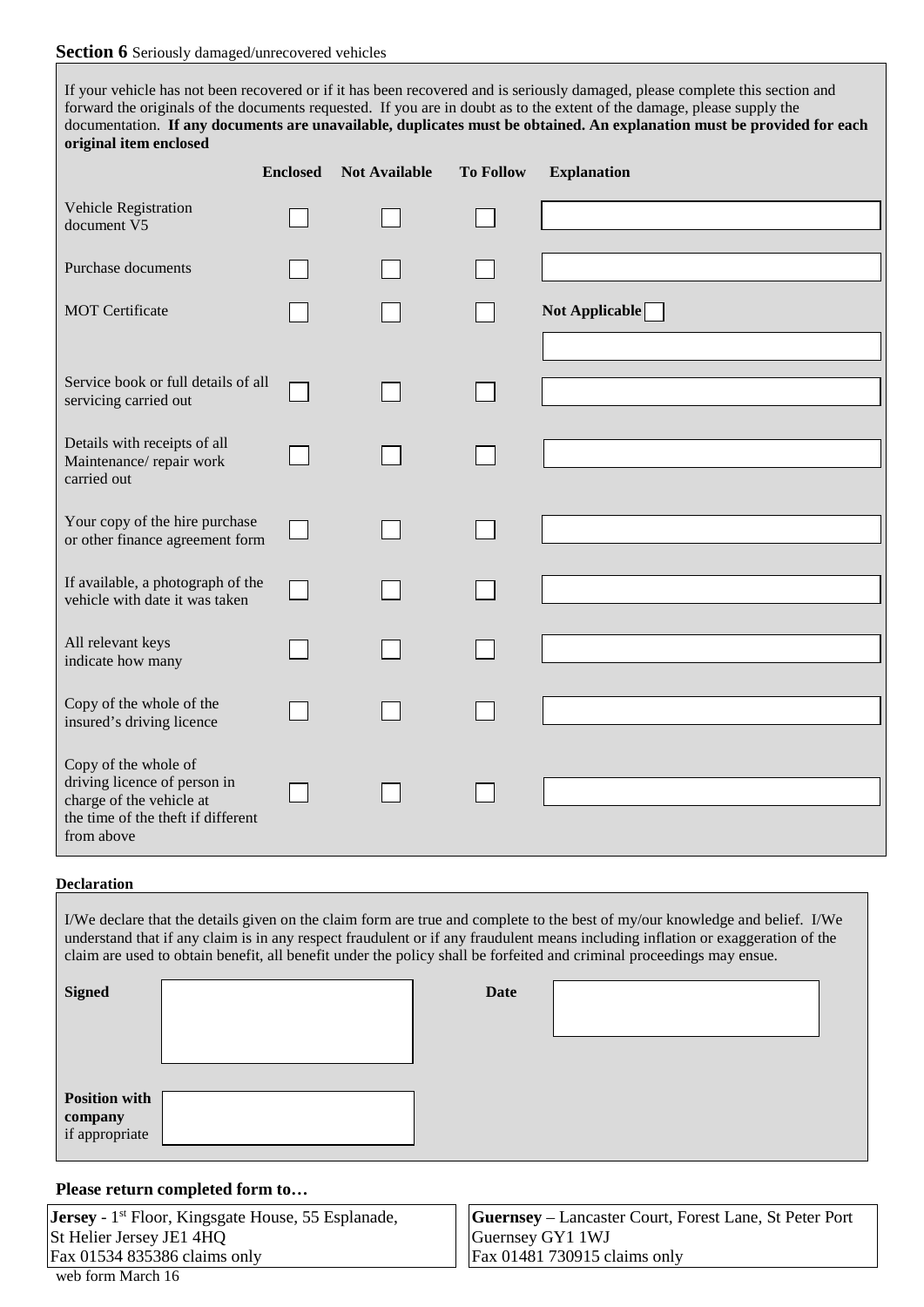**Section 6** Seriously damaged/unrecovered vehicles

If your vehicle has not been recovered or if it has been recovered and is seriously damaged, please complete this section and forward the originals of the documents requested. If you are in doubt as to the extent of the damage, please supply the documentation. **If any documents are unavailable, duplicates must be obtained. An explanation must be provided for each original item enclosed**

| | Enclosed | Not Available | To Follow | Explanation |
|---|---|---|---|---|
| Vehicle Registration document V5 | ☐ | ☐ | ☐ | |
| Purchase documents | ☐ | ☐ | ☐ | |
| MOT Certificate | ☐ | ☐ | ☐ | **Not Applicable** ☐ |
| Service book or full details of all servicing carried out | ☐ | ☐ | ☐ | |
| Details with receipts of all Maintenance/ repair work carried out | ☐ | ☐ | ☐ | |
| Your copy of the hire purchase or other finance agreement form | ☐ | ☐ | ☐ | |
| If available, a photograph of the vehicle with date it was taken | ☐ | ☐ | ☐ | |
| All relevant keys indicate how many | ☐ | ☐ | ☐ | |
| Copy of the whole of the insured's driving licence | ☐ | ☐ | ☐ | |
| Copy of the whole of driving licence of person in charge of the vehicle at the time of the theft if different from above | ☐ | ☐ | ☐ | |

**Declaration**

I/We declare that the details given on the claim form are true and complete to the best of my/our knowledge and belief. I/We understand that if any claim is in any respect fraudulent or if any fraudulent means including inflation or exaggeration of the claim are used to obtain benefit, all benefit under the policy shall be forfeited and criminal proceedings may ensue.

**Signed** ______________________ **Date** ______________________

**Position with company** if appropriate ______________________

**Please return completed form to…**

**Jersey** - 1st Floor, Kingsgate House, 55 Esplanade, St Helier Jersey JE1 4HQ
Fax 01534 835386 claims only

**Guernsey** – Lancaster Court, Forest Lane, St Peter Port Guernsey GY1 1WJ
Fax 01481 730915 claims only

web form March 16